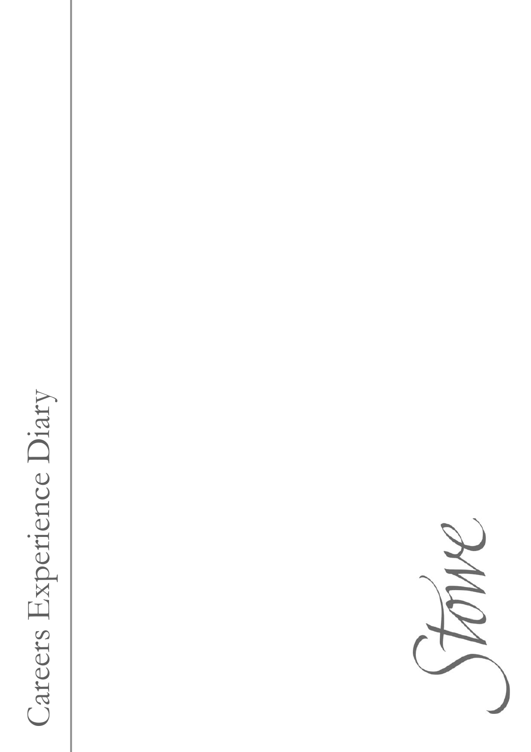# Careers Experience Diary

Stowe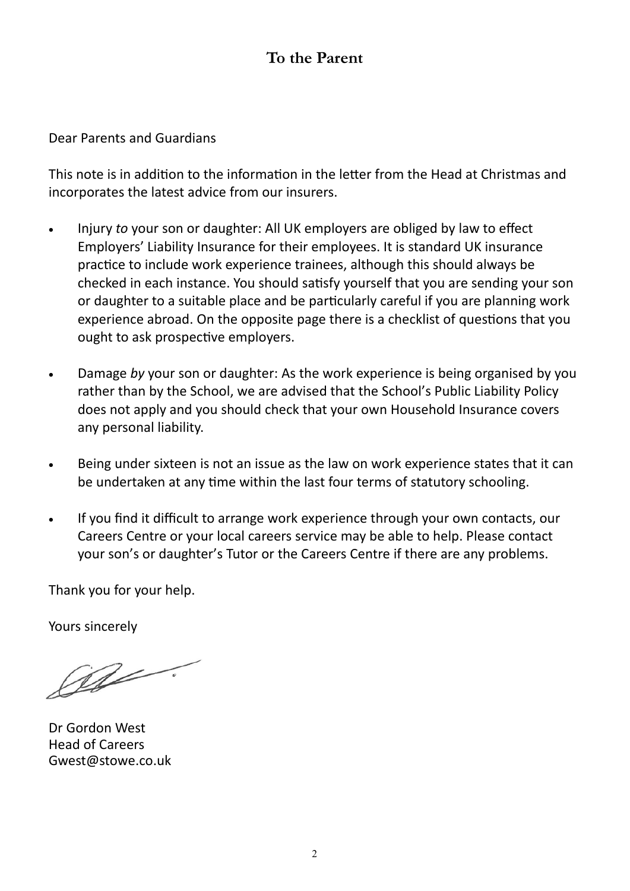## To the Parent

Dear Parents and Guardians

This note is in addition to the information in the letter from the Head at Christmas and incorporates the latest advice from our insurers.

- Injury *to* your son or daughter: All UK employers are obliged by law to effect Employers' Liability Insurance for their employees. It is standard UK insurance practice to include work experience trainees, although this should always be checked in each instance. You should satisfy yourself that you are sending your son or daughter to a suitable place and be particularly careful if you are planning work experience abroad. On the opposite page there is a checklist of questions that you ought to ask prospective employers.

- Damage *by* your son or daughter: As the work experience is being organised by you rather than by the School, we are advised that the School's Public Liability Policy does not apply and you should check that your own Household Insurance covers any personal liability.

- Being under sixteen is not an issue as the law on work experience states that it can be undertaken at any time within the last four terms of statutory schooling.

- If you find it difficult to arrange work experience through your own contacts, our Careers Centre or your local careers service may be able to help. Please contact your son's or daughter's Tutor or the Careers Centre if there are any problems.

Thank you for your help.

Yours sincerely

Dr Gordon West
Head of Careers
Gwest@stowe.co.uk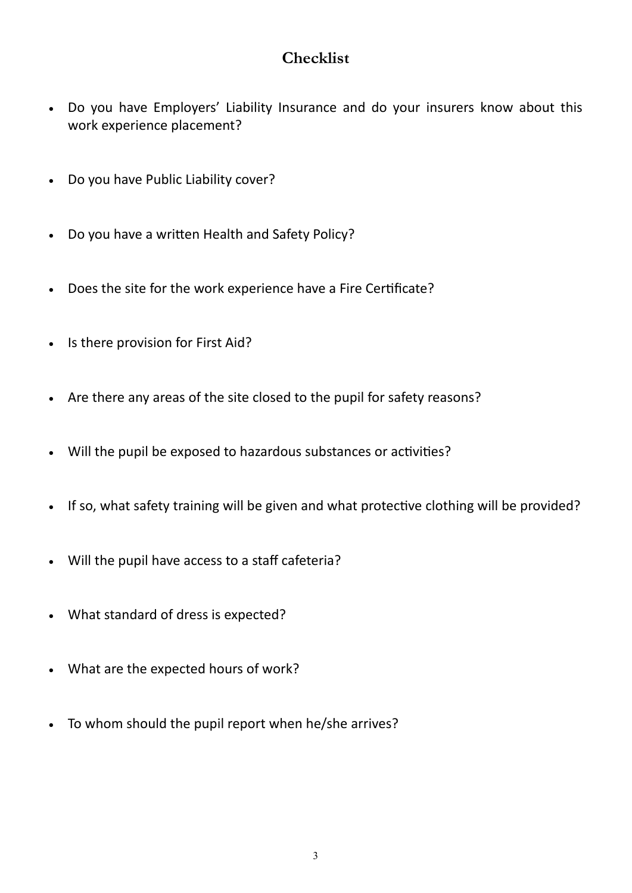# Checklist

- Do you have Employers' Liability Insurance and do your insurers know about this work experience placement?
- Do you have Public Liability cover?
- Do you have a written Health and Safety Policy?
- Does the site for the work experience have a Fire Certificate?
- Is there provision for First Aid?
- Are there any areas of the site closed to the pupil for safety reasons?
- Will the pupil be exposed to hazardous substances or activities?
- If so, what safety training will be given and what protective clothing will be provided?
- Will the pupil have access to a staff cafeteria?
- What standard of dress is expected?
- What are the expected hours of work?
- To whom should the pupil report when he/she arrives?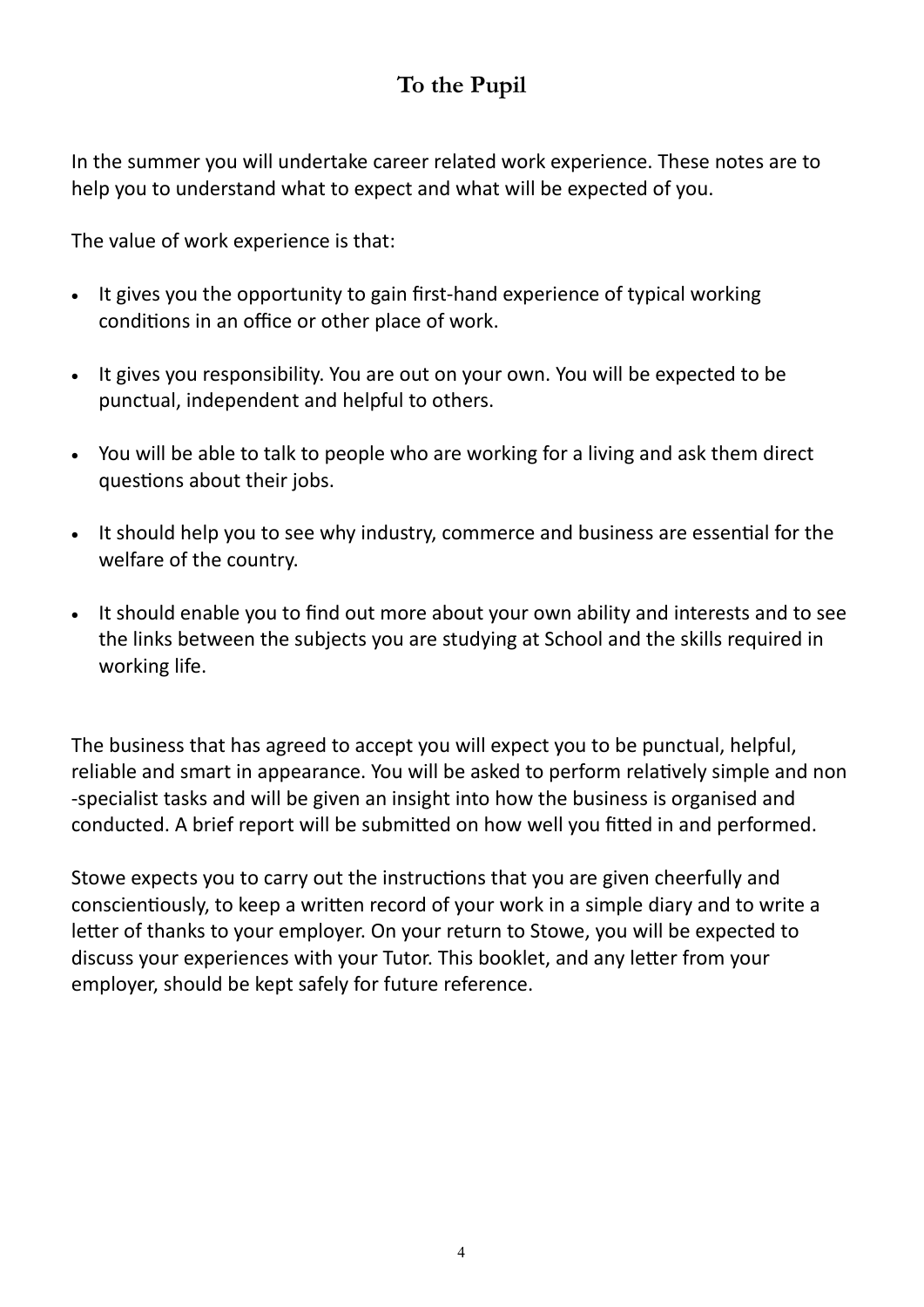## To the Pupil

In the summer you will undertake career related work experience. These notes are to help you to understand what to expect and what will be expected of you.

The value of work experience is that:

- It gives you the opportunity to gain first-hand experience of typical working conditions in an office or other place of work.
- It gives you responsibility. You are out on your own. You will be expected to be punctual, independent and helpful to others.
- You will be able to talk to people who are working for a living and ask them direct questions about their jobs.
- It should help you to see why industry, commerce and business are essential for the welfare of the country.
- It should enable you to find out more about your own ability and interests and to see the links between the subjects you are studying at School and the skills required in working life.

The business that has agreed to accept you will expect you to be punctual, helpful, reliable and smart in appearance. You will be asked to perform relatively simple and non-specialist tasks and will be given an insight into how the business is organised and conducted. A brief report will be submitted on how well you fitted in and performed.

Stowe expects you to carry out the instructions that you are given cheerfully and conscientiously, to keep a written record of your work in a simple diary and to write a letter of thanks to your employer. On your return to Stowe, you will be expected to discuss your experiences with your Tutor. This booklet, and any letter from your employer, should be kept safely for future reference.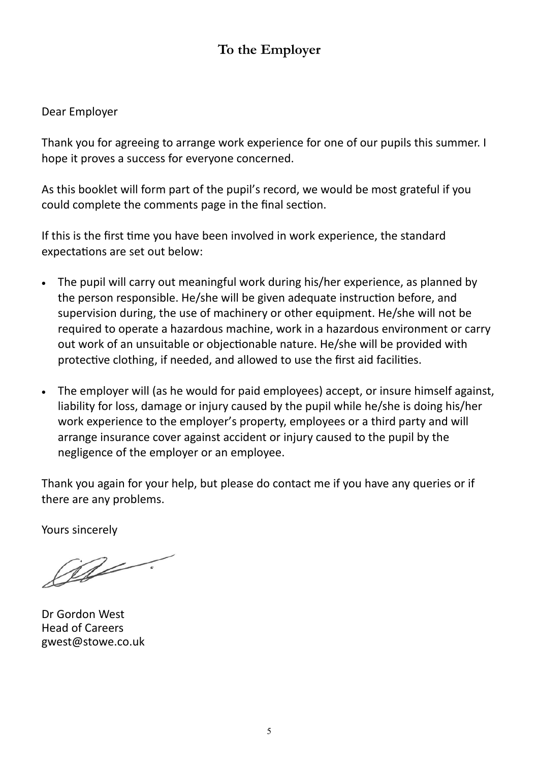# To the Employer

Dear Employer

Thank you for agreeing to arrange work experience for one of our pupils this summer. I hope it proves a success for everyone concerned.

As this booklet will form part of the pupil's record, we would be most grateful if you could complete the comments page in the final section.

If this is the first time you have been involved in work experience, the standard expectations are set out below:

- The pupil will carry out meaningful work during his/her experience, as planned by the person responsible. He/she will be given adequate instruction before, and supervision during, the use of machinery or other equipment. He/she will not be required to operate a hazardous machine, work in a hazardous environment or carry out work of an unsuitable or objectionable nature. He/she will be provided with protective clothing, if needed, and allowed to use the first aid facilities.
- The employer will (as he would for paid employees) accept, or insure himself against, liability for loss, damage or injury caused by the pupil while he/she is doing his/her work experience to the employer's property, employees or a third party and will arrange insurance cover against accident or injury caused to the pupil by the negligence of the employer or an employee.

Thank you again for your help, but please do contact me if you have any queries or if there are any problems.

Yours sincerely

Dr Gordon West
Head of Careers
gwest@stowe.co.uk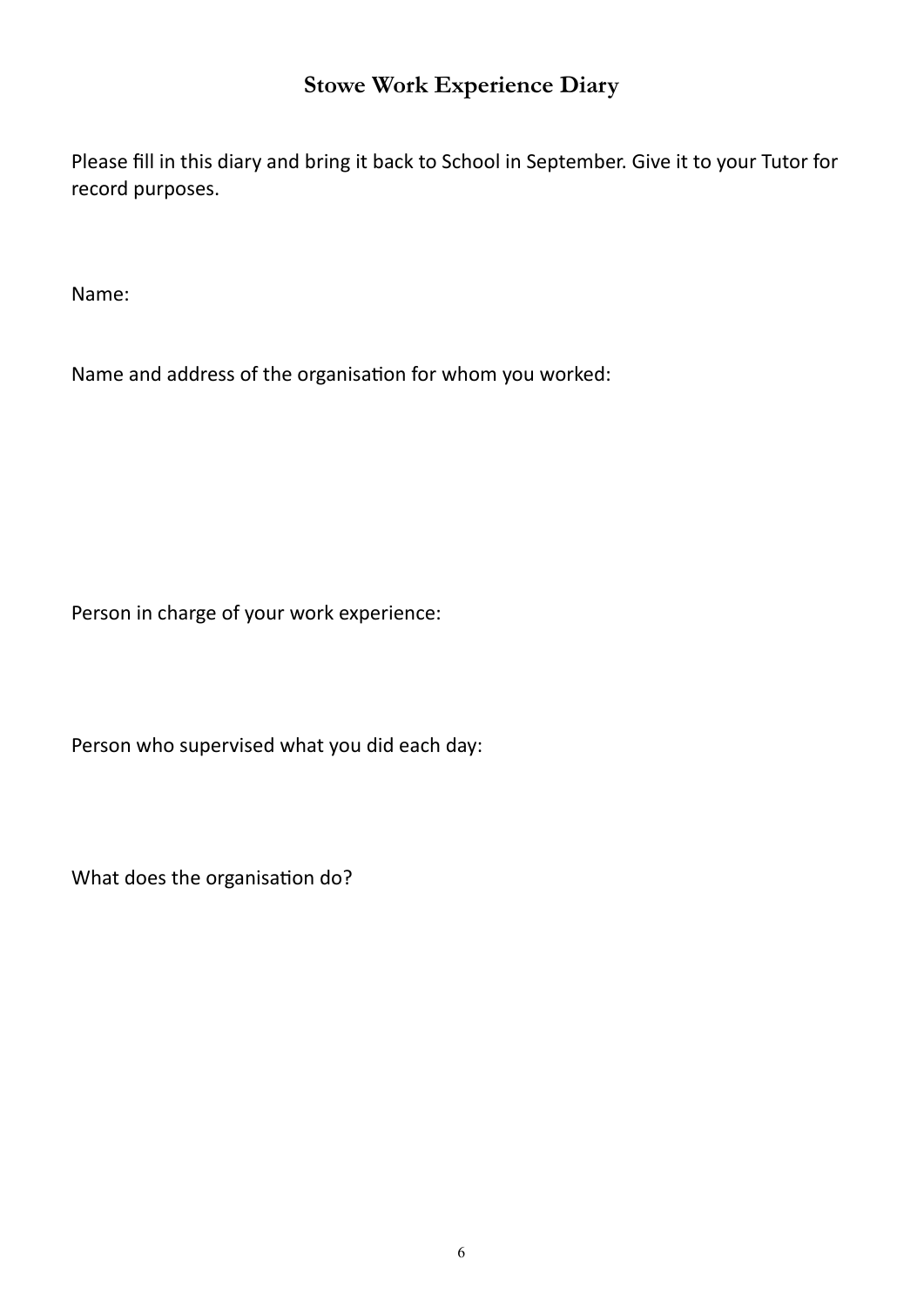## Stowe Work Experience Diary

Please fill in this diary and bring it back to School in September. Give it to your Tutor for record purposes.

Name:

Name and address of the organisation for whom you worked:

Person in charge of your work experience:

Person who supervised what you did each day:

What does the organisation do?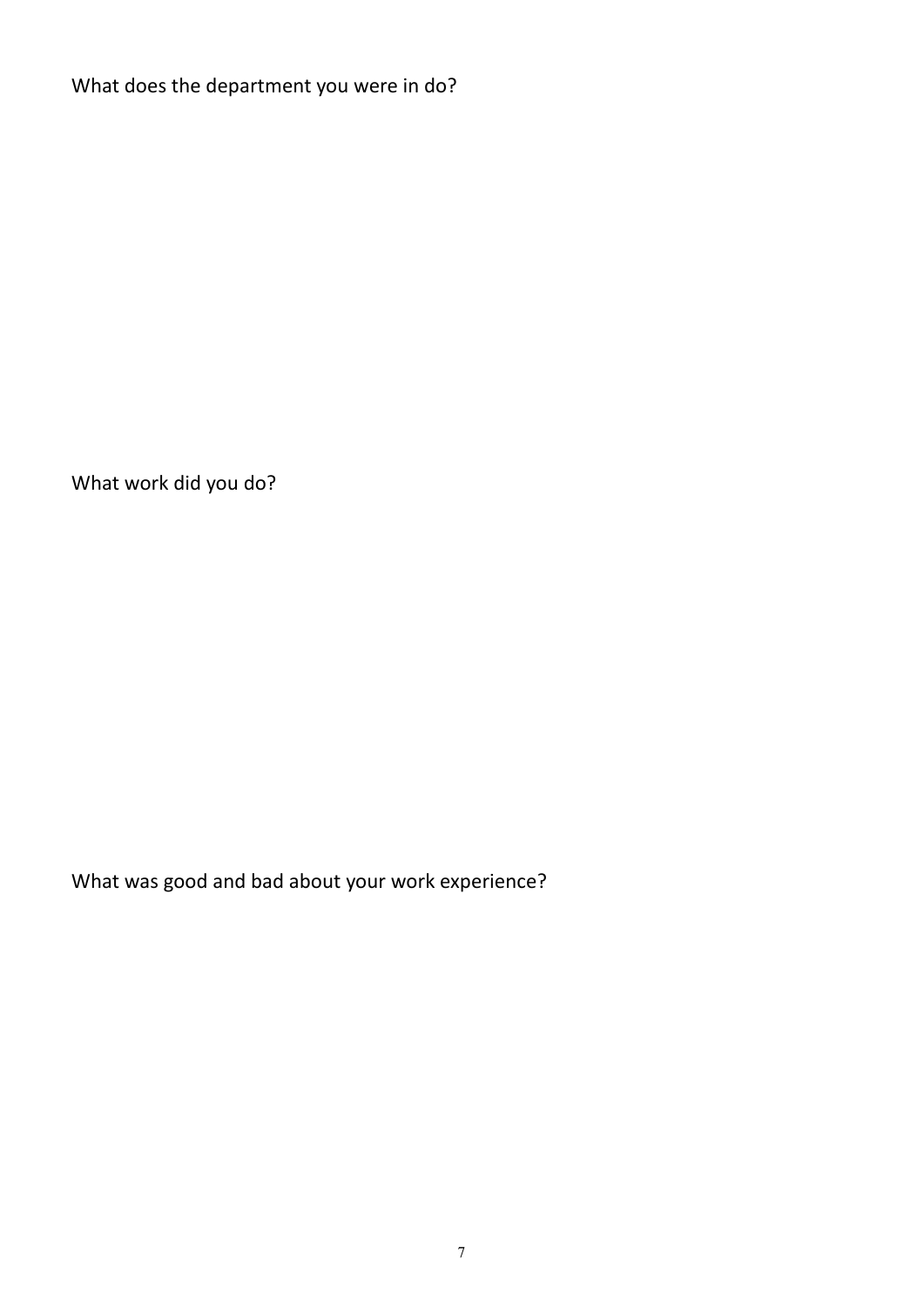What does the department you were in do?

What work did you do?

What was good and bad about your work experience?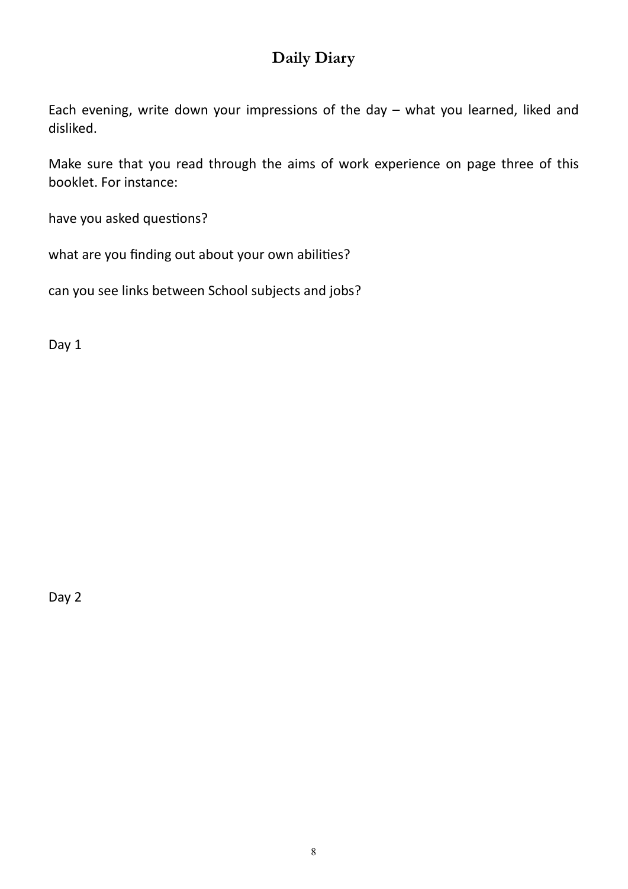# Daily Diary

Each evening, write down your impressions of the day – what you learned, liked and disliked.

Make sure that you read through the aims of work experience on page three of this booklet. For instance:

have you asked questions?

what are you finding out about your own abilities?

can you see links between School subjects and jobs?

Day 1

Day 2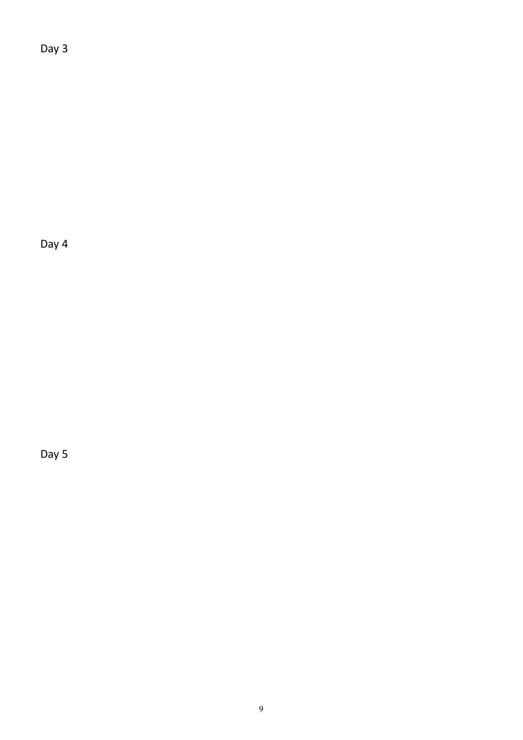Day 3

Day 4

Day 5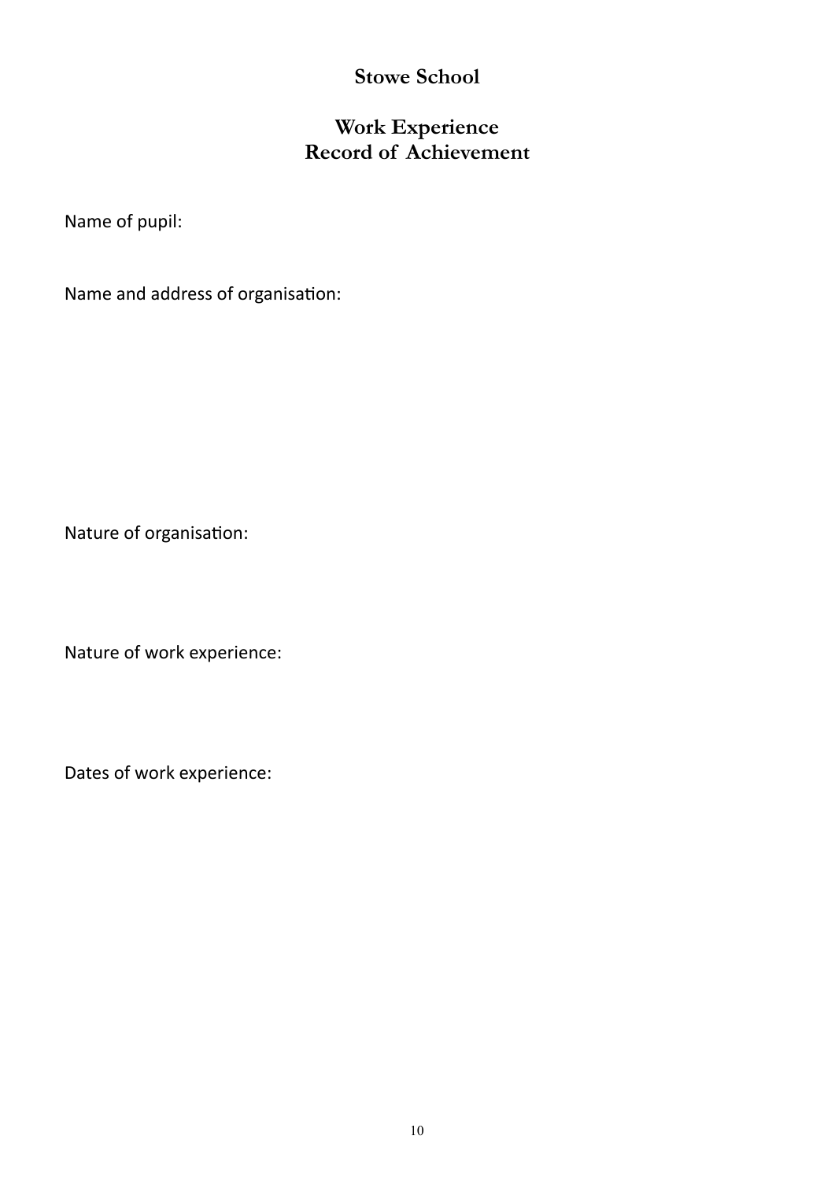# Stowe School

## Work Experience
## Record of Achievement

Name of pupil:

Name and address of organisation:

Nature of organisation:

Nature of work experience:

Dates of work experience: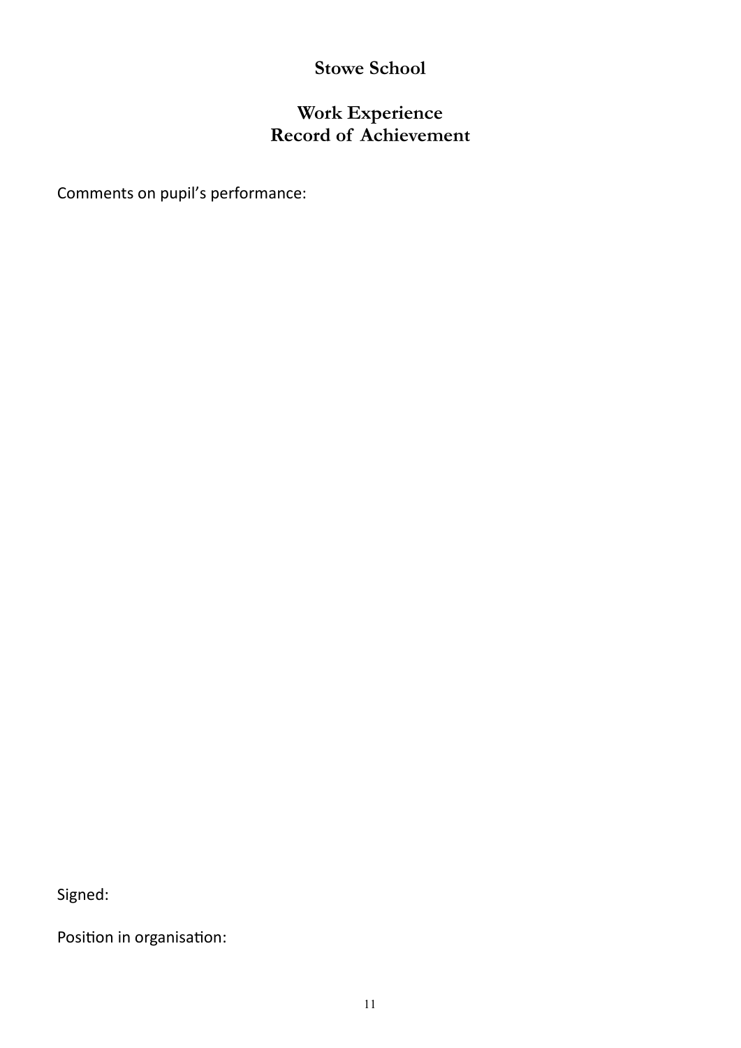# Stowe School

## Work Experience
## Record of Achievement

Comments on pupil's performance:

Signed:

Position in organisation: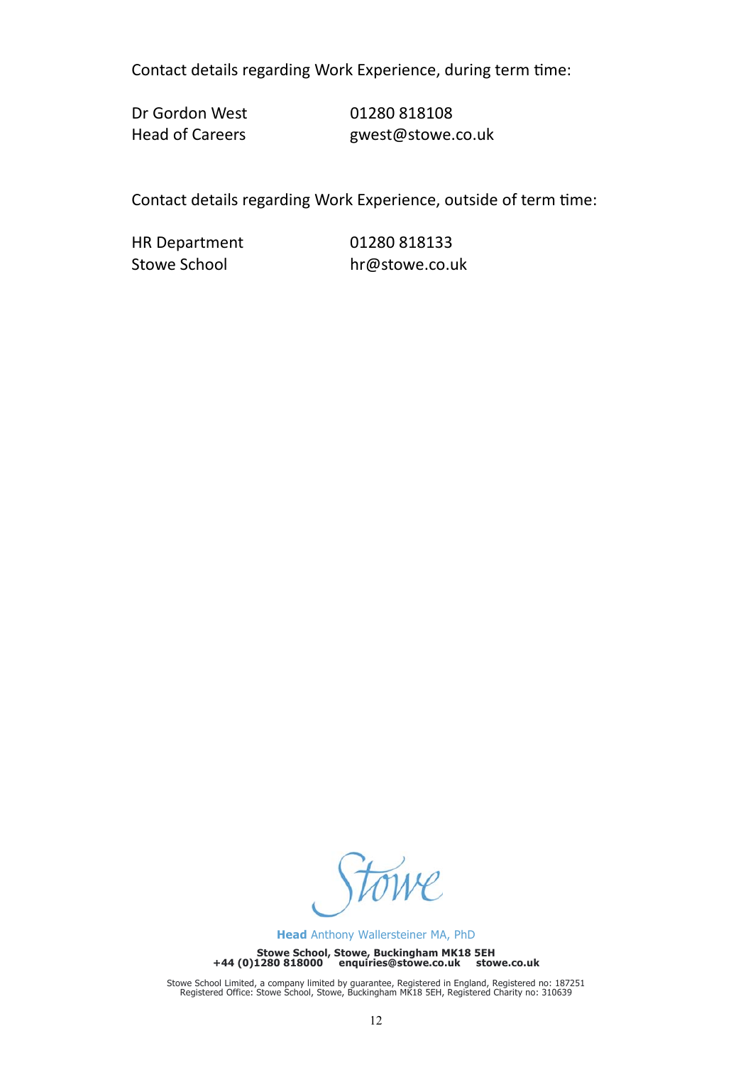Contact details regarding Work Experience, during term time:

Dr Gordon West  
Head of Careers

01280 818108  
gwest@stowe.co.uk

Contact details regarding Work Experience, outside of term time:

HR Department  
Stowe School

01280 818133  
hr@stowe.co.uk

Stowe

**Head** Anthony Wallersteiner MA, PhD

**Stowe School, Stowe, Buckingham MK18 5EH**  
**+44 (0)1280 818000 enquiries@stowe.co.uk stowe.co.uk**

Stowe School Limited, a company limited by guarantee, Registered in England, Registered no: 187251  
Registered Office: Stowe School, Stowe, Buckingham MK18 5EH, Registered Charity no: 310639